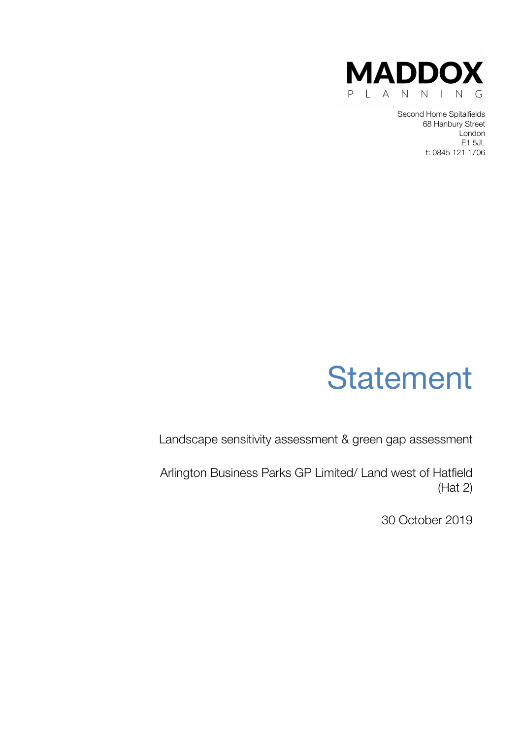**MADDOX**
P L A N N I N G

Second Home Spitalfields
68 Hanbury Street
London
E1 5JL
t: 0845 121 1706

# Statement

Landscape sensitivity assessment & green gap assessment

Arlington Business Parks GP Limited/ Land west of Hatfield (Hat 2)

30 October 2019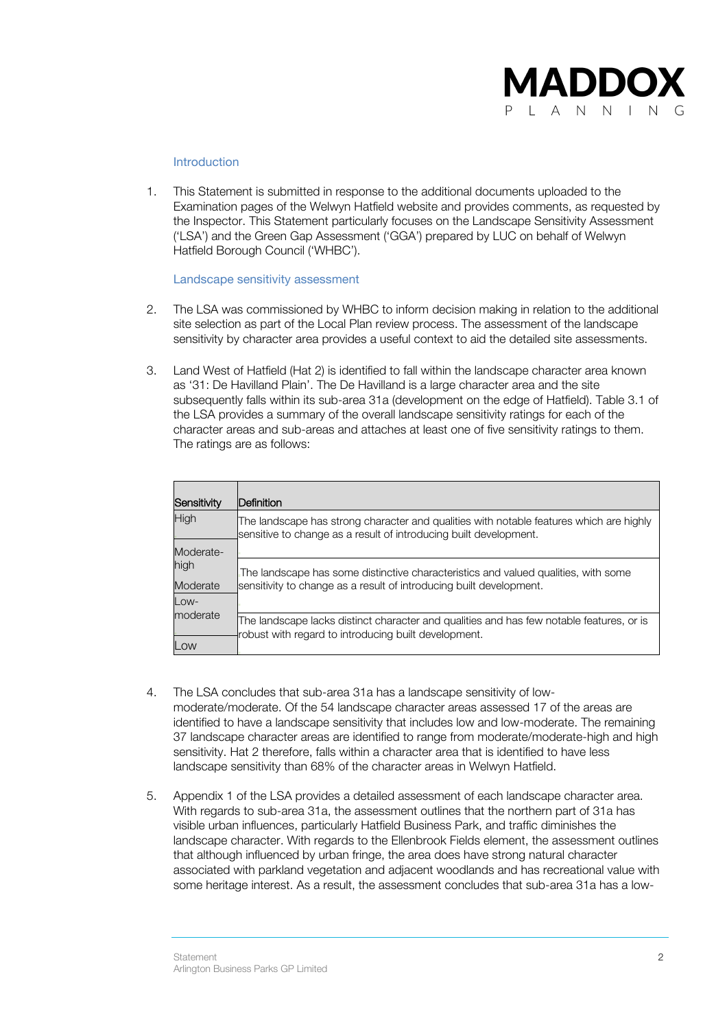## Introduction

1. This Statement is submitted in response to the additional documents uploaded to the Examination pages of the Welwyn Hatfield website and provides comments, as requested by the Inspector. This Statement particularly focuses on the Landscape Sensitivity Assessment ('LSA') and the Green Gap Assessment ('GGA') prepared by LUC on behalf of Welwyn Hatfield Borough Council ('WHBC').

## Landscape sensitivity assessment

2. The LSA was commissioned by WHBC to inform decision making in relation to the additional site selection as part of the Local Plan review process. The assessment of the landscape sensitivity by character area provides a useful context to aid the detailed site assessments.

3. Land West of Hatfield (Hat 2) is identified to fall within the landscape character area known as '31: De Havillland Plain'. The De Havilland is a large character area and the site subsequently falls within its sub-area 31a (development on the edge of Hatfield). Table 3.1 of the LSA provides a summary of the overall landscape sensitivity ratings for each of the character areas and sub-areas and attaches at least one of five sensitivity ratings to them. The ratings are as follows:

| Sensitivity | Definition |
|---|---|
| High | The landscape has strong character and qualities with notable features which are highly sensitive to change as a result of introducing built development. |
| Moderate-high | The landscape has some distinctive characteristics and valued qualities, with some sensitivity to change as a result of introducing built development. |
| Moderate | |
| Low-moderate | The landscape lacks distinct character and qualities and has few notable features, or is robust with regard to introducing built development. |
| Low | |

4. The LSA concludes that sub-area 31a has a landscape sensitivity of low-moderate/moderate. Of the 54 landscape character areas assessed 17 of the areas are identified to have a landscape sensitivity that includes low and low-moderate. The remaining 37 landscape character areas are identified to range from moderate/moderate-high and high sensitivity. Hat 2 therefore, falls within a character area that is identified to have less landscape sensitivity than 68% of the character areas in Welwyn Hatfield.

5. Appendix 1 of the LSA provides a detailed assessment of each landscape character area. With regards to sub-area 31a, the assessment outlines that the northern part of 31a has visible urban influences, particularly Hatfield Business Park, and traffic diminishes the landscape character. With regards to the Ellenbrook Fields element, the assessment outlines that although influenced by urban fringe, the area does have strong natural character associated with parkland vegetation and adjacent woodlands and has recreational value with some heritage interest. As a result, the assessment concludes that sub-area 31a has a low-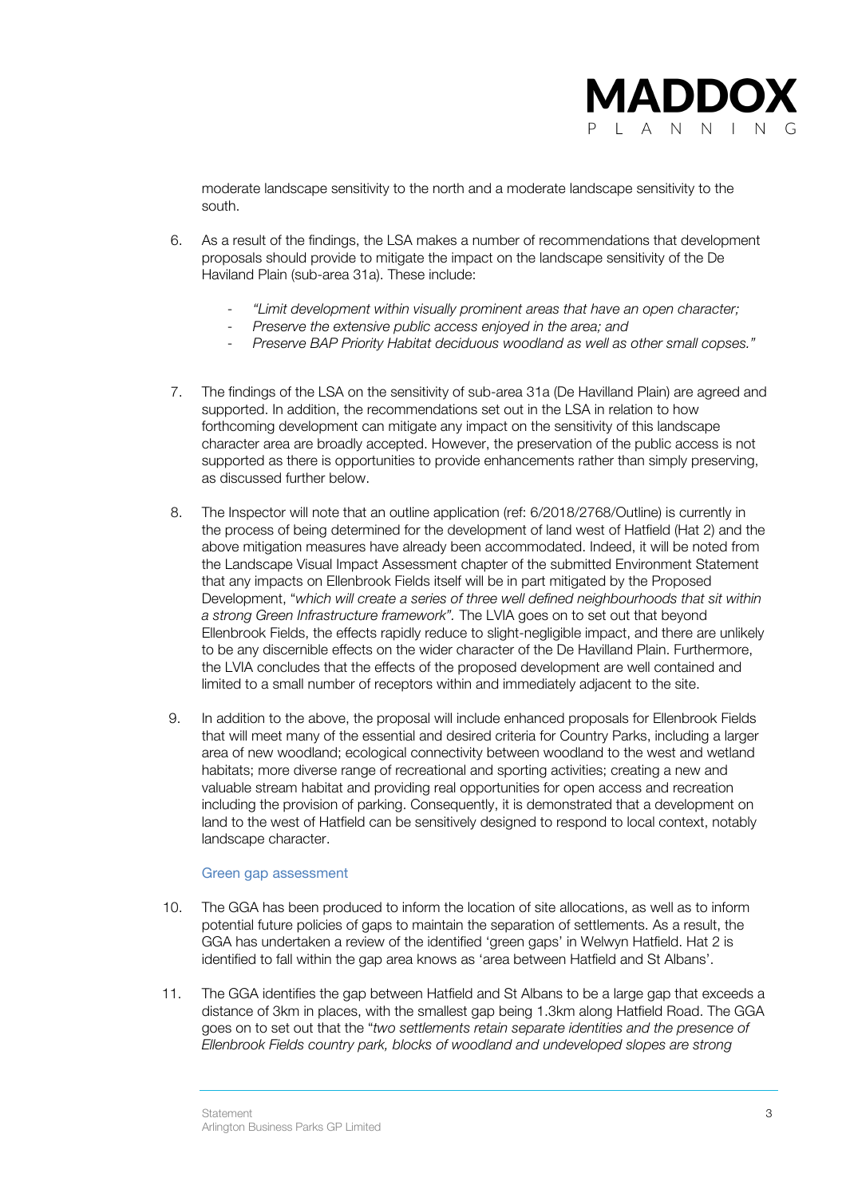moderate landscape sensitivity to the north and a moderate landscape sensitivity to the south.

6. As a result of the findings, the LSA makes a number of recommendations that development proposals should provide to mitigate the impact on the landscape sensitivity of the De Haviland Plain (sub-area 31a). These include:

   - *"Limit development within visually prominent areas that have an open character;*
   - *Preserve the extensive public access enjoyed in the area; and*
   - *Preserve BAP Priority Habitat deciduous woodland as well as other small copses."*

7. The findings of the LSA on the sensitivity of sub-area 31a (De Havilland Plain) are agreed and supported. In addition, the recommendations set out in the LSA in relation to how forthcoming development can mitigate any impact on the sensitivity of this landscape character area are broadly accepted. However, the preservation of the public access is not supported as there is opportunities to provide enhancements rather than simply preserving, as discussed further below.

8. The Inspector will note that an outline application (ref: 6/2018/2768/Outline) is currently in the process of being determined for the development of land west of Hatfield (Hat 2) and the above mitigation measures have already been accommodated. Indeed, it will be noted from the Landscape Visual Impact Assessment chapter of the submitted Environment Statement that any impacts on Ellenbrook Fields itself will be in part mitigated by the Proposed Development, "*which will create a series of three well defined neighbourhoods that sit within a strong Green Infrastructure framework".* The LVIA goes on to set out that beyond Ellenbrook Fields, the effects rapidly reduce to slight-negligible impact, and there are unlikely to be any discernible effects on the wider character of the De Havilland Plain. Furthermore, the LVIA concludes that the effects of the proposed development are well contained and limited to a small number of receptors within and immediately adjacent to the site.

9. In addition to the above, the proposal will include enhanced proposals for Ellenbrook Fields that will meet many of the essential and desired criteria for Country Parks, including a larger area of new woodland; ecological connectivity between woodland to the west and wetland habitats; more diverse range of recreational and sporting activities; creating a new and valuable stream habitat and providing real opportunities for open access and recreation including the provision of parking. Consequently, it is demonstrated that a development on land to the west of Hatfield can be sensitively designed to respond to local context, notably landscape character.

### Green gap assessment

10. The GGA has been produced to inform the location of site allocations, as well as to inform potential future policies of gaps to maintain the separation of settlements. As a result, the GGA has undertaken a review of the identified 'green gaps' in Welwyn Hatfield. Hat 2 is identified to fall within the gap area knows as 'area between Hatfield and St Albans'.

11. The GGA identifies the gap between Hatfield and St Albans to be a large gap that exceeds a distance of 3km in places, with the smallest gap being 1.3km along Hatfield Road. The GGA goes on to set out that the "*two settlements retain separate identities and the presence of Ellenbrook Fields country park, blocks of woodland and undeveloped slopes are strong*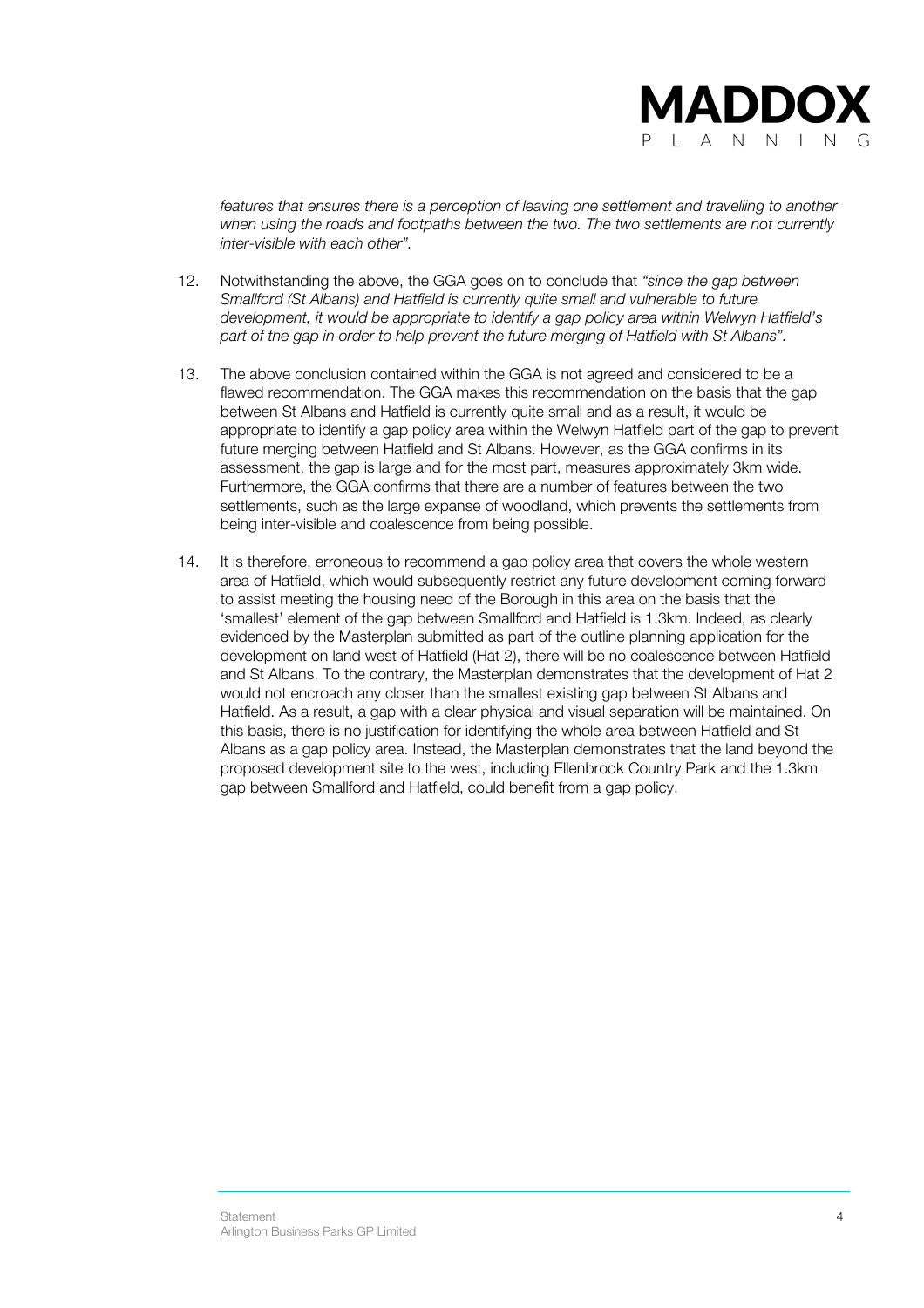*features that ensures there is a perception of leaving one settlement and travelling to another when using the roads and footpaths between the two. The two settlements are not currently inter-visible with each other".*

12. Notwithstanding the above, the GGA goes on to conclude that *"since the gap between Smallford (St Albans) and Hatfield is currently quite small and vulnerable to future development, it would be appropriate to identify a gap policy area within Welwyn Hatfield's part of the gap in order to help prevent the future merging of Hatfield with St Albans".*

13. The above conclusion contained within the GGA is not agreed and considered to be a flawed recommendation. The GGA makes this recommendation on the basis that the gap between St Albans and Hatfield is currently quite small and as a result, it would be appropriate to identify a gap policy area within the Welwyn Hatfield part of the gap to prevent future merging between Hatfield and St Albans. However, as the GGA confirms in its assessment, the gap is large and for the most part, measures approximately 3km wide. Furthermore, the GGA confirms that there are a number of features between the two settlements, such as the large expanse of woodland, which prevents the settlements from being inter-visible and coalescence from being possible.

14. It is therefore, erroneous to recommend a gap policy area that covers the whole western area of Hatfield, which would subsequently restrict any future development coming forward to assist meeting the housing need of the Borough in this area on the basis that the 'smallest' element of the gap between Smallford and Hatfield is 1.3km. Indeed, as clearly evidenced by the Masterplan submitted as part of the outline planning application for the development on land west of Hatfield (Hat 2), there will be no coalescence between Hatfield and St Albans. To the contrary, the Masterplan demonstrates that the development of Hat 2 would not encroach any closer than the smallest existing gap between St Albans and Hatfield. As a result, a gap with a clear physical and visual separation will be maintained. On this basis, there is no justification for identifying the whole area between Hatfield and St Albans as a gap policy area. Instead, the Masterplan demonstrates that the land beyond the proposed development site to the west, including Ellenbrook Country Park and the 1.3km gap between Smallford and Hatfield, could benefit from a gap policy.